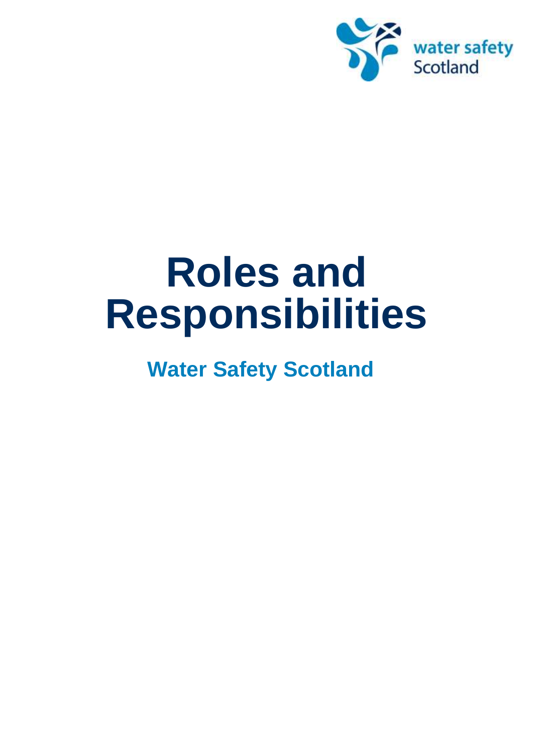water safety Scotland

# Roles and Responsibilities

## Water Safety Scotland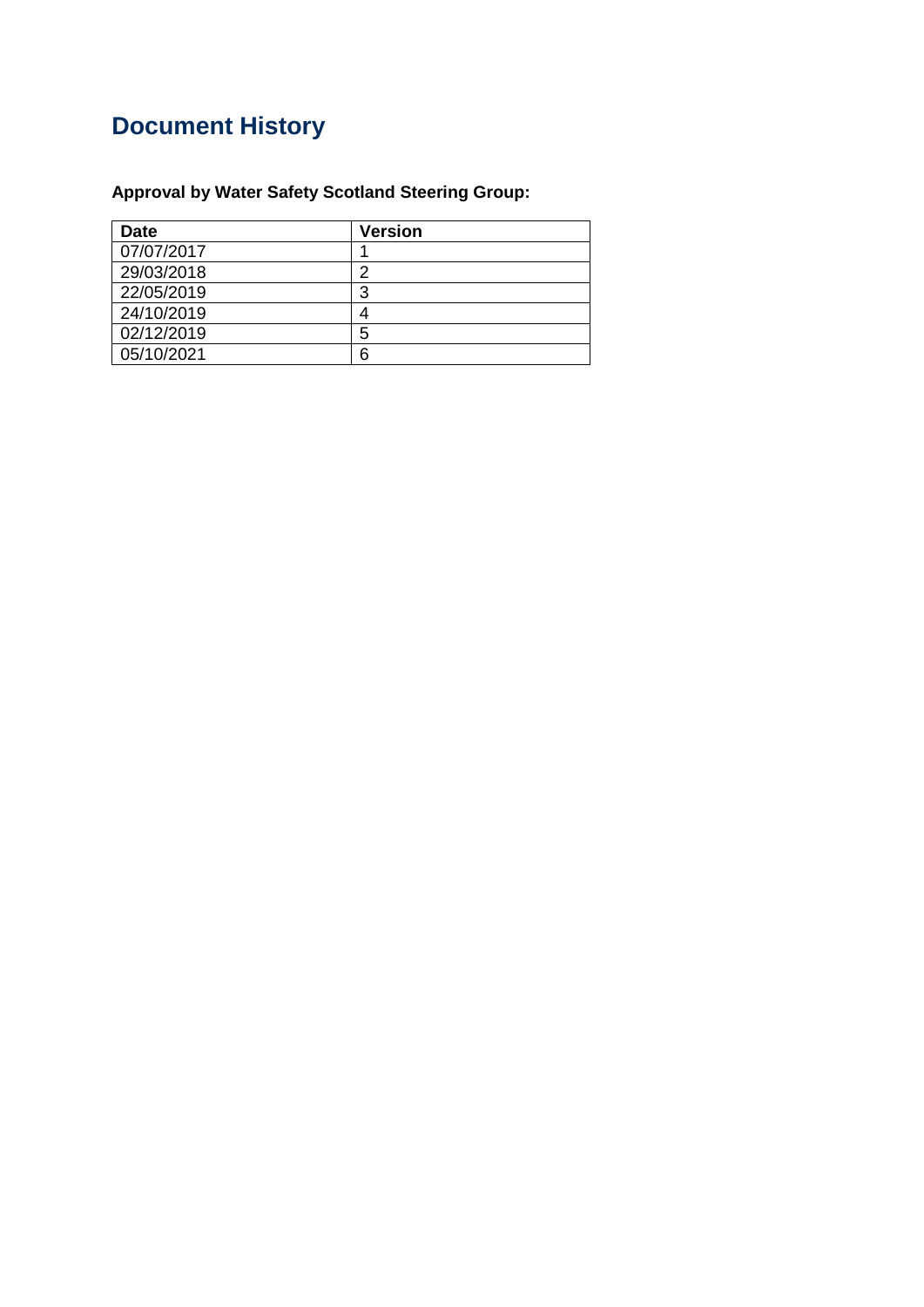# Document History

**Approval by Water Safety Scotland Steering Group:**

| Date | Version |
|---|---|
| 07/07/2017 | 1 |
| 29/03/2018 | 2 |
| 22/05/2019 | 3 |
| 24/10/2019 | 4 |
| 02/12/2019 | 5 |
| 05/10/2021 | 6 |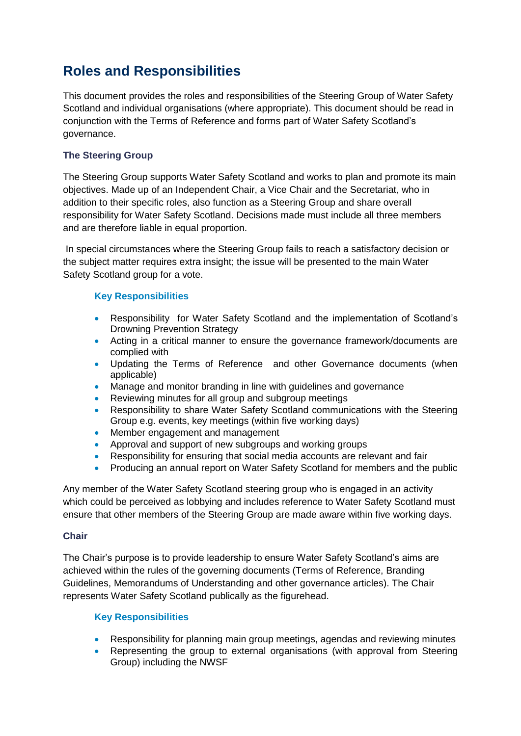# Roles and Responsibilities

This document provides the roles and responsibilities of the Steering Group of Water Safety Scotland and individual organisations (where appropriate). This document should be read in conjunction with the Terms of Reference and forms part of Water Safety Scotland's governance.

### The Steering Group

The Steering Group supports Water Safety Scotland and works to plan and promote its main objectives. Made up of an Independent Chair, a Vice Chair and the Secretariat, who in addition to their specific roles, also function as a Steering Group and share overall responsibility for Water Safety Scotland. Decisions made must include all three members and are therefore liable in equal proportion.

In special circumstances where the Steering Group fails to reach a satisfactory decision or the subject matter requires extra insight; the issue will be presented to the main Water Safety Scotland group for a vote.

#### Key Responsibilities

- Responsibility for Water Safety Scotland and the implementation of Scotland's Drowning Prevention Strategy
- Acting in a critical manner to ensure the governance framework/documents are complied with
- Updating the Terms of Reference and other Governance documents (when applicable)
- Manage and monitor branding in line with guidelines and governance
- Reviewing minutes for all group and subgroup meetings
- Responsibility to share Water Safety Scotland communications with the Steering Group e.g. events, key meetings (within five working days)
- Member engagement and management
- Approval and support of new subgroups and working groups
- Responsibility for ensuring that social media accounts are relevant and fair
- Producing an annual report on Water Safety Scotland for members and the public

Any member of the Water Safety Scotland steering group who is engaged in an activity which could be perceived as lobbying and includes reference to Water Safety Scotland must ensure that other members of the Steering Group are made aware within five working days.

### Chair

The Chair's purpose is to provide leadership to ensure Water Safety Scotland's aims are achieved within the rules of the governing documents (Terms of Reference, Branding Guidelines, Memorandums of Understanding and other governance articles). The Chair represents Water Safety Scotland publically as the figurehead.

#### Key Responsibilities

- Responsibility for planning main group meetings, agendas and reviewing minutes
- Representing the group to external organisations (with approval from Steering Group) including the NWSF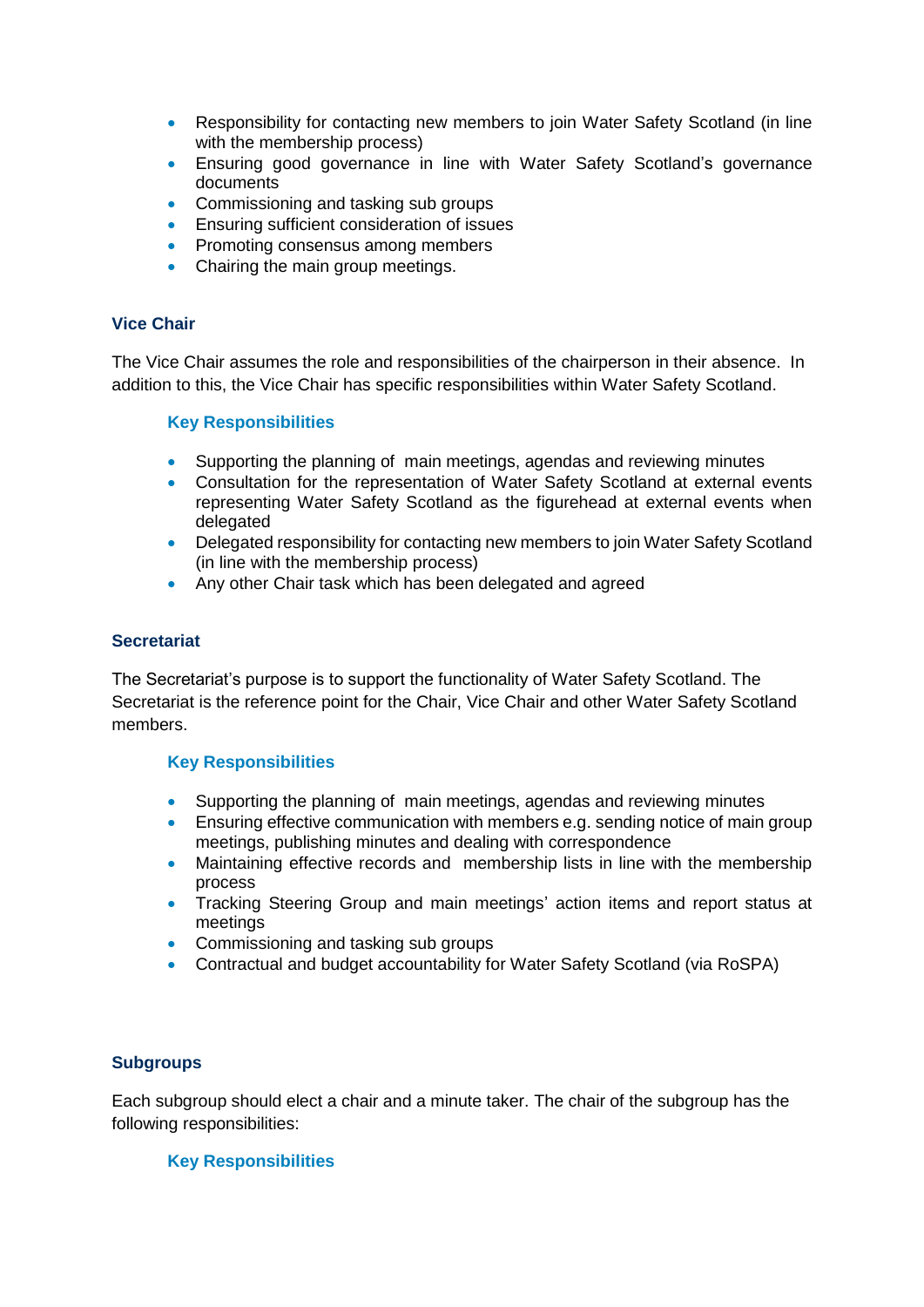- Responsibility for contacting new members to join Water Safety Scotland (in line with the membership process)
- Ensuring good governance in line with Water Safety Scotland's governance documents
- Commissioning and tasking sub groups
- Ensuring sufficient consideration of issues
- Promoting consensus among members
- Chairing the main group meetings.

## Vice Chair

The Vice Chair assumes the role and responsibilities of the chairperson in their absence. In addition to this, the Vice Chair has specific responsibilities within Water Safety Scotland.

### Key Responsibilities

- Supporting the planning of main meetings, agendas and reviewing minutes
- Consultation for the representation of Water Safety Scotland at external events representing Water Safety Scotland as the figurehead at external events when delegated
- Delegated responsibility for contacting new members to join Water Safety Scotland (in line with the membership process)
- Any other Chair task which has been delegated and agreed

## Secretariat

The Secretariat's purpose is to support the functionality of Water Safety Scotland. The Secretariat is the reference point for the Chair, Vice Chair and other Water Safety Scotland members.

### Key Responsibilities

- Supporting the planning of main meetings, agendas and reviewing minutes
- Ensuring effective communication with members e.g. sending notice of main group meetings, publishing minutes and dealing with correspondence
- Maintaining effective records and membership lists in line with the membership process
- Tracking Steering Group and main meetings' action items and report status at meetings
- Commissioning and tasking sub groups
- Contractual and budget accountability for Water Safety Scotland (via RoSPA)

## Subgroups

Each subgroup should elect a chair and a minute taker. The chair of the subgroup has the following responsibilities:

### Key Responsibilities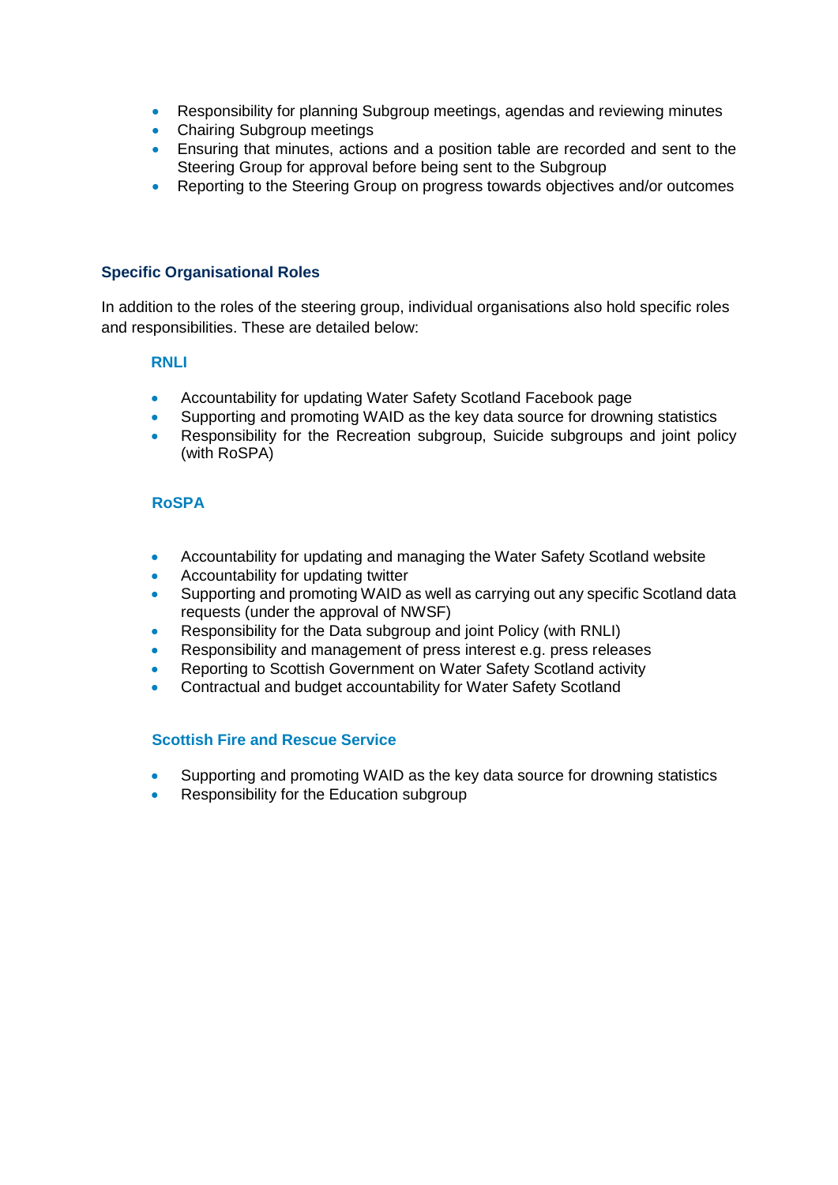- Responsibility for planning Subgroup meetings, agendas and reviewing minutes
- Chairing Subgroup meetings
- Ensuring that minutes, actions and a position table are recorded and sent to the Steering Group for approval before being sent to the Subgroup
- Reporting to the Steering Group on progress towards objectives and/or outcomes

## Specific Organisational Roles

In addition to the roles of the steering group, individual organisations also hold specific roles and responsibilities. These are detailed below:

### RNLI

- Accountability for updating Water Safety Scotland Facebook page
- Supporting and promoting WAID as the key data source for drowning statistics
- Responsibility for the Recreation subgroup, Suicide subgroups and joint policy (with RoSPA)

### RoSPA

- Accountability for updating and managing the Water Safety Scotland website
- Accountability for updating twitter
- Supporting and promoting WAID as well as carrying out any specific Scotland data requests (under the approval of NWSF)
- Responsibility for the Data subgroup and joint Policy (with RNLI)
- Responsibility and management of press interest e.g. press releases
- Reporting to Scottish Government on Water Safety Scotland activity
- Contractual and budget accountability for Water Safety Scotland

### Scottish Fire and Rescue Service

- Supporting and promoting WAID as the key data source for drowning statistics
- Responsibility for the Education subgroup